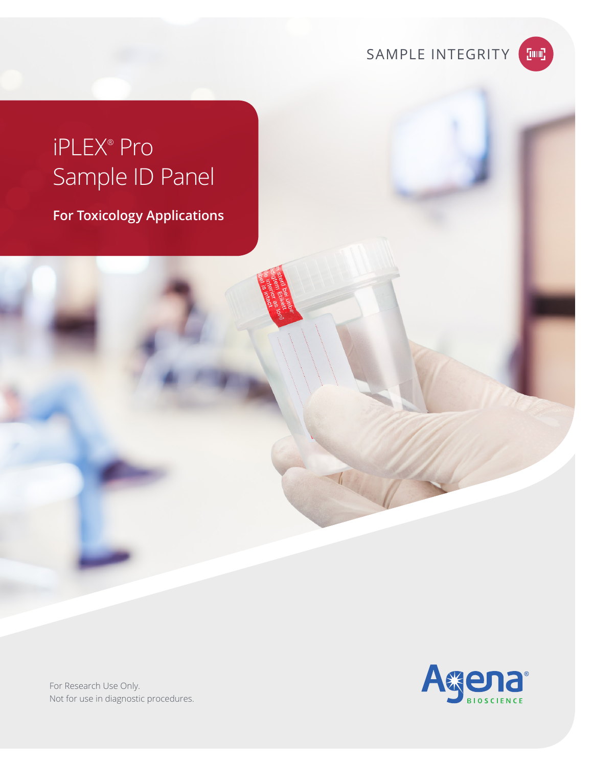SAMPLE INTEGRITY

# iPLEX® Pro Sample ID Panel

**For Toxicology Applications**

For Research Use Only.
Not for use in diagnostic procedures.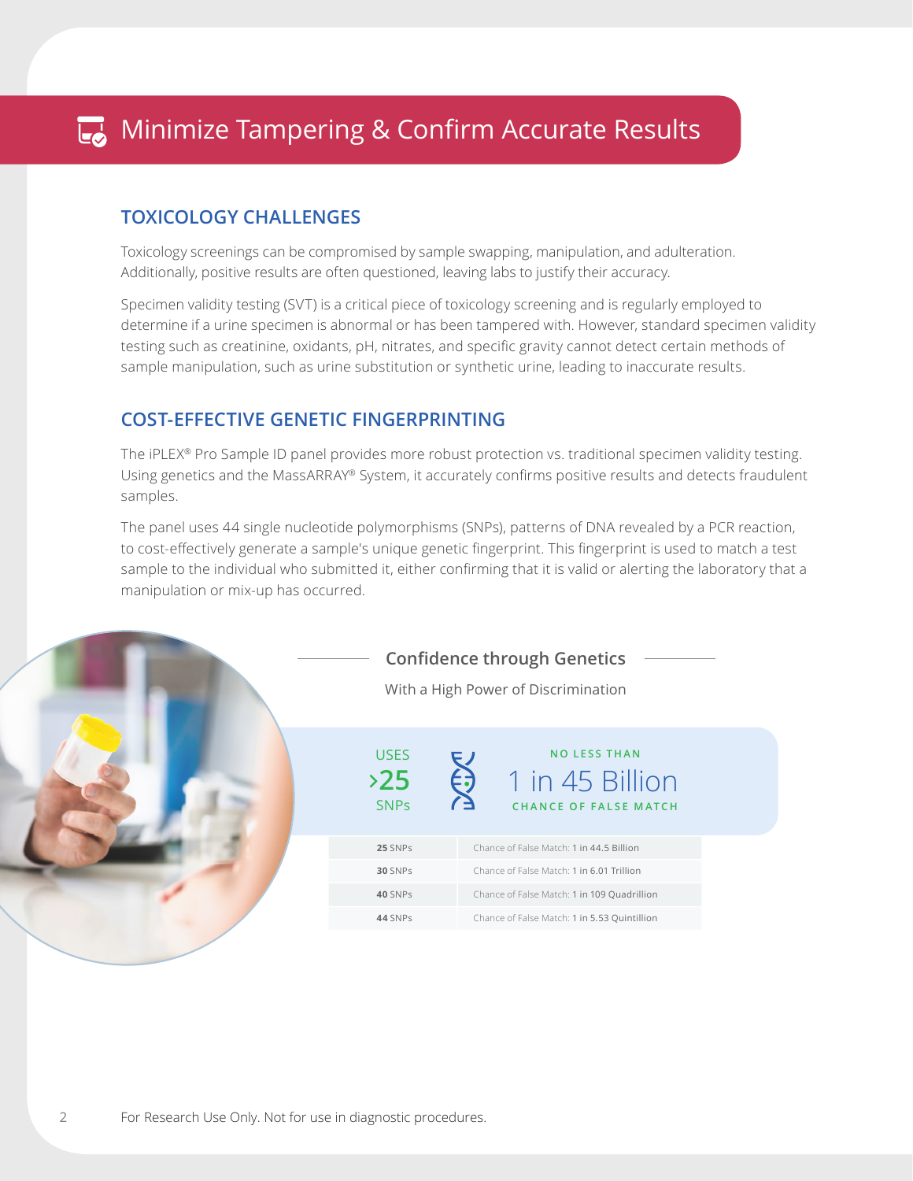# Minimize Tampering & Confirm Accurate Results

## TOXICOLOGY CHALLENGES

Toxicology screenings can be compromised by sample swapping, manipulation, and adulteration. Additionally, positive results are often questioned, leaving labs to justify their accuracy.

Specimen validity testing (SVT) is a critical piece of toxicology screening and is regularly employed to determine if a urine specimen is abnormal or has been tampered with. However, standard specimen validity testing such as creatinine, oxidants, pH, nitrates, and specific gravity cannot detect certain methods of sample manipulation, such as urine substitution or synthetic urine, leading to inaccurate results.

## COST-EFFECTIVE GENETIC FINGERPRINTING

The iPLEX® Pro Sample ID panel provides more robust protection vs. traditional specimen validity testing. Using genetics and the MassARRAY® System, it accurately confirms positive results and detects fraudulent samples.

The panel uses 44 single nucleotide polymorphisms (SNPs), patterns of DNA revealed by a PCR reaction, to cost-effectively generate a sample's unique genetic fingerprint. This fingerprint is used to match a test sample to the individual who submitted it, either confirming that it is valid or alerting the laboratory that a manipulation or mix-up has occurred.

### Confidence through Genetics

With a High Power of Discrimination

USES **›25** SNPs

NO LESS THAN **1 in 45 Billion** CHANCE OF FALSE MATCH

| SNPs | Chance of False Match |
|---|---|
| **25** SNPs | Chance of False Match: 1 in 44.5 Billion |
| **30** SNPs | Chance of False Match: 1 in 6.01 Trillion |
| **40** SNPs | Chance of False Match: 1 in 109 Quadrillion |
| **44** SNPs | Chance of False Match: 1 in 5.53 Quintillion |

For Research Use Only. Not for use in diagnostic procedures.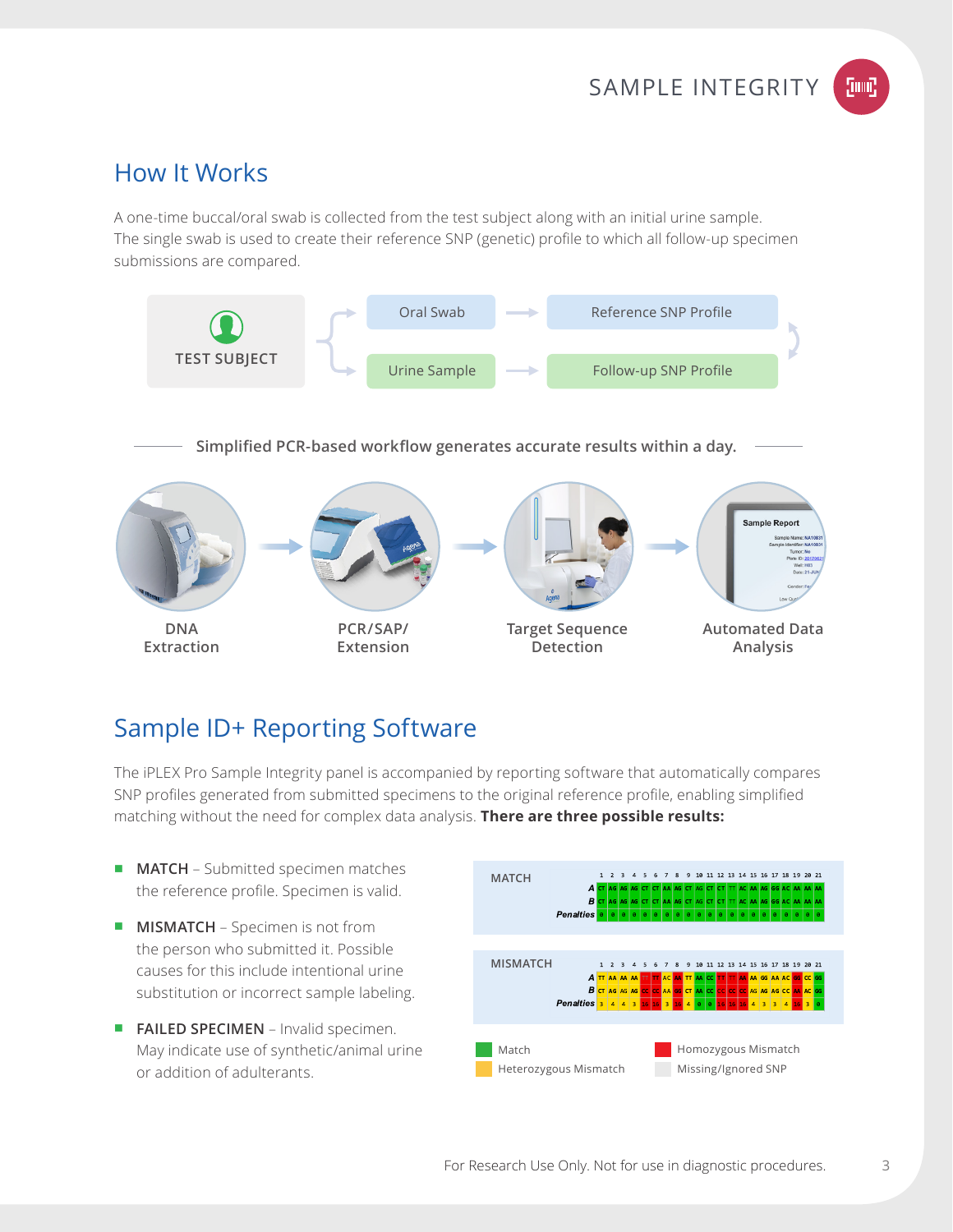## How It Works

A one-time buccal/oral swab is collected from the test subject along with an initial urine sample. The single swab is used to create their reference SNP (genetic) profile to which all follow-up specimen submissions are compared.

TEST SUBJECT → Oral Swab → Reference SNP Profile

TEST SUBJECT → Urine Sample → Follow-up SNP Profile

**Simplified PCR-based workflow generates accurate results within a day.**

DNA Extraction → PCR/SAP/Extension → Target Sequence Detection → Automated Data Analysis

## Sample ID+ Reporting Software

The iPLEX Pro Sample Integrity panel is accompanied by reporting software that automatically compares SNP profiles generated from submitted specimens to the original reference profile, enabling simplified matching without the need for complex data analysis. **There are three possible results:**

- **MATCH** – Submitted specimen matches the reference profile. Specimen is valid.
- **MISMATCH** – Specimen is not from the person who submitted it. Possible causes for this include intentional urine substitution or incorrect sample labeling.
- **FAILED SPECIMEN** – Invalid specimen. May indicate use of synthetic/animal urine or addition of adulterants.

**MATCH**

| | 1 | 2 | 3 | 4 | 5 | 6 | 7 | 8 | 9 | 10 | 11 | 12 | 13 | 14 | 15 | 16 | 17 | 18 | 19 | 20 | 21 |
|---|---|---|---|---|---|---|---|---|---|---|---|---|---|---|---|---|---|---|---|---|---|
| A | CT | AG | AG | AG | CT | CT | AA | AG | CT | AG | CT | CT | TT | AC | AA | AG | GG | AC | AA | AA | AA |
| B | CT | AG | AG | AG | CT | CT | AA | AG | CT | AG | CT | CT | TT | AC | AA | AG | GG | AC | AA | AA | AA |
| Penalties | 0 | 0 | 0 | 0 | 0 | 0 | 0 | 0 | 0 | 0 | 0 | 0 | 0 | 0 | 0 | 0 | 0 | 0 | 0 | 0 | 0 |

**MISMATCH**

| | 1 | 2 | 3 | 4 | 5 | 6 | 7 | 8 | 9 | 10 | 11 | 12 | 13 | 14 | 15 | 16 | 17 | 18 | 19 | 20 | 21 |
|---|---|---|---|---|---|---|---|---|---|---|---|---|---|---|---|---|---|---|---|---|---|
| A | TT | AA | AA | AA | TT | TT | AC | AA | TT | AA | CC | TT | TT | AA | AA | GG | AA | AC | GG | CC | GG |
| B | CT | AG | AG | AG | CC | CC | AA | GG | CT | AA | CC | CC | CC | CC | AG | AG | AG | CC | AA | AC | GG |
| Penalties | 3 | 4 | 4 | 3 | 16 | 16 | 3 | 16 | 4 | 0 | 0 | 16 | 16 | 16 | 4 | 3 | 3 | 4 | 16 | 3 | 0 |

- Match
- Heterozygous Mismatch
- Homozygous Mismatch
- Missing/Ignored SNP

For Research Use Only. Not for use in diagnostic procedures.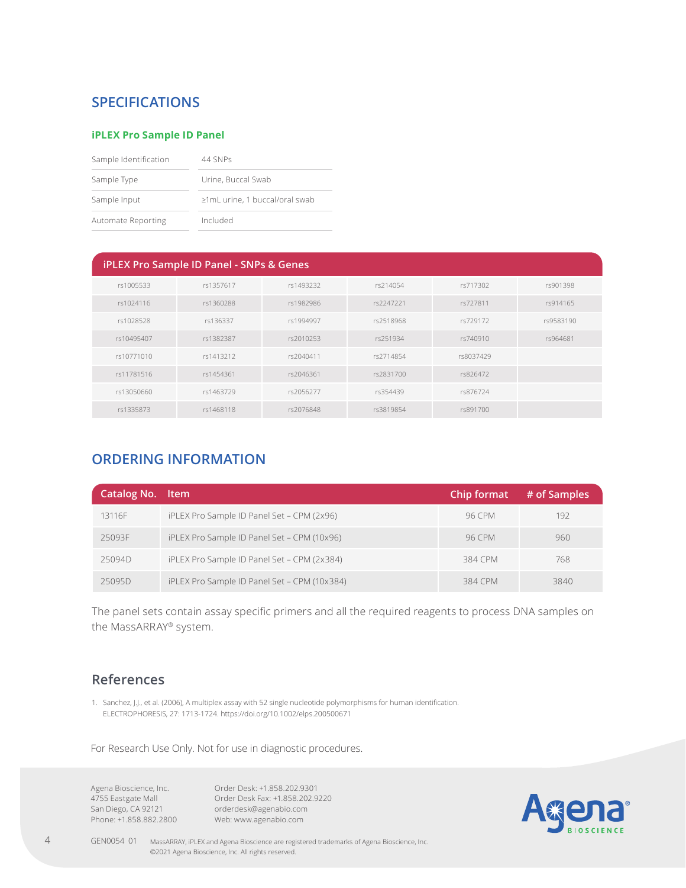## SPECIFICATIONS

### iPLEX Pro Sample ID Panel

| | |
|---|---|
| Sample Identification | 44 SNPs |
| Sample Type | Urine, Buccal Swab |
| Sample Input | ≥1mL urine, 1 buccal/oral swab |
| Automate Reporting | Included |

| iPLEX Pro Sample ID Panel - SNPs & Genes | | | | | |
|---|---|---|---|---|---|
| rs1005533 | rs1357617 | rs1493232 | rs214054 | rs717302 | rs901398 |
| rs1024116 | rs1360288 | rs1982986 | rs2247221 | rs727811 | rs914165 |
| rs1028528 | rs136337 | rs1994997 | rs2518968 | rs729172 | rs9583190 |
| rs10495407 | rs1382387 | rs2010253 | rs251934 | rs740910 | rs964681 |
| rs10771010 | rs1413212 | rs2040411 | rs2714854 | rs8037429 | |
| rs11781516 | rs1454361 | rs2046361 | rs2831700 | rs826472 | |
| rs13050660 | rs1463729 | rs2056277 | rs354439 | rs876724 | |
| rs1335873 | rs1468118 | rs2076848 | rs3819854 | rs891700 | |

## ORDERING INFORMATION

| Catalog No. | Item | Chip format | # of Samples |
|---|---|---|---|
| 13116F | iPLEX Pro Sample ID Panel Set – CPM (2x96) | 96 CPM | 192 |
| 25093F | iPLEX Pro Sample ID Panel Set – CPM (10x96) | 96 CPM | 960 |
| 25094D | iPLEX Pro Sample ID Panel Set – CPM (2x384) | 384 CPM | 768 |
| 25095D | iPLEX Pro Sample ID Panel Set – CPM (10x384) | 384 CPM | 3840 |

The panel sets contain assay specific primers and all the required reagents to process DNA samples on the MassARRAY® system.

## References

1. Sanchez, J.J., et al. (2006), A multiplex assay with 52 single nucleotide polymorphisms for human identification. ELECTROPHORESIS, 27: 1713-1724. https://doi.org/10.1002/elps.200500671

For Research Use Only. Not for use in diagnostic procedures.

Agena Bioscience, Inc.
4755 Eastgate Mall
San Diego, CA 92121
Phone: +1.858.882.2800

Order Desk: +1.858.202.9301
Order Desk Fax: +1.858.202.9220
orderdesk@agenabio.com
Web: www.agenabio.com

GEN0054 01 MassARRAY, iPLEX and Agena Bioscience are registered trademarks of Agena Bioscience, Inc.
©2021 Agena Bioscience, Inc. All rights reserved.